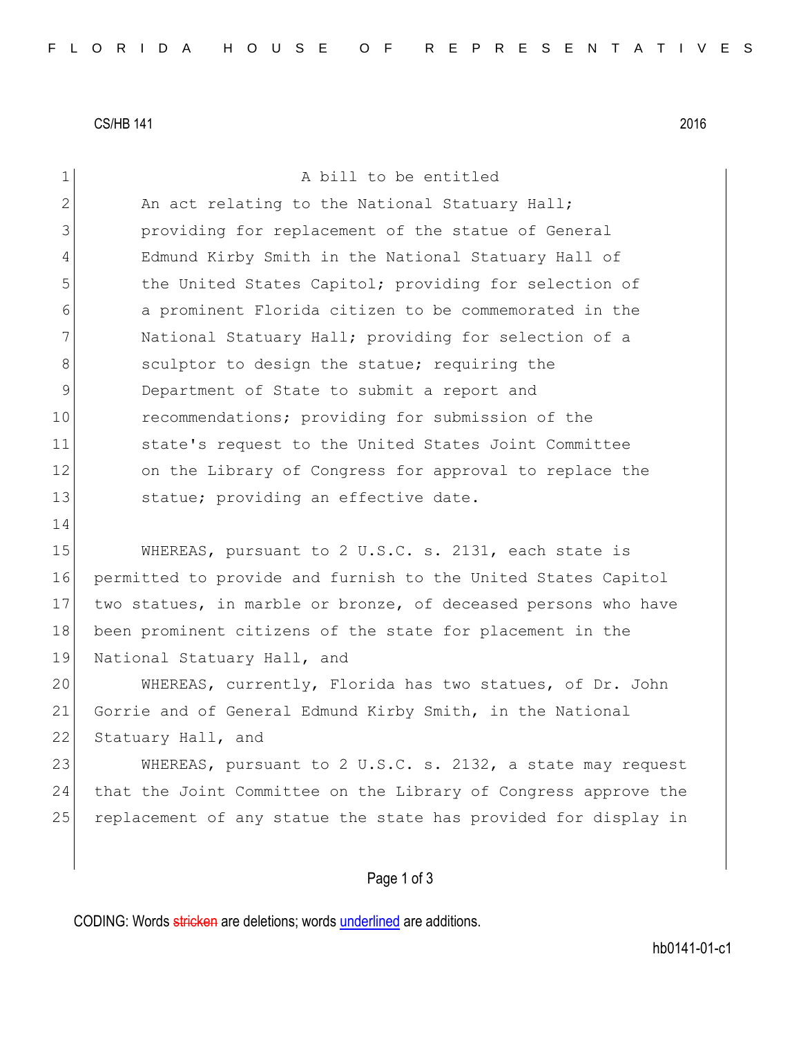CS/HB 141 2016

A bill to be entitled

An act relating to the National Statuary Hall; providing for replacement of the statue of General Edmund Kirby Smith in the National Statuary Hall of the United States Capitol; providing for selection of a prominent Florida citizen to be commemorated in the National Statuary Hall; providing for selection of a sculptor to design the statue; requiring the Department of State to submit a report and recommendations; providing for submission of the state's request to the United States Joint Committee on the Library of Congress for approval to replace the statue; providing an effective date.

WHEREAS, pursuant to 2 U.S.C. s. 2131, each state is permitted to provide and furnish to the United States Capitol two statues, in marble or bronze, of deceased persons who have been prominent citizens of the state for placement in the National Statuary Hall, and

WHEREAS, currently, Florida has two statues, of Dr. John Gorrie and of General Edmund Kirby Smith, in the National Statuary Hall, and

WHEREAS, pursuant to 2 U.S.C. s. 2132, a state may request that the Joint Committee on the Library of Congress approve the replacement of any statue the state has provided for display in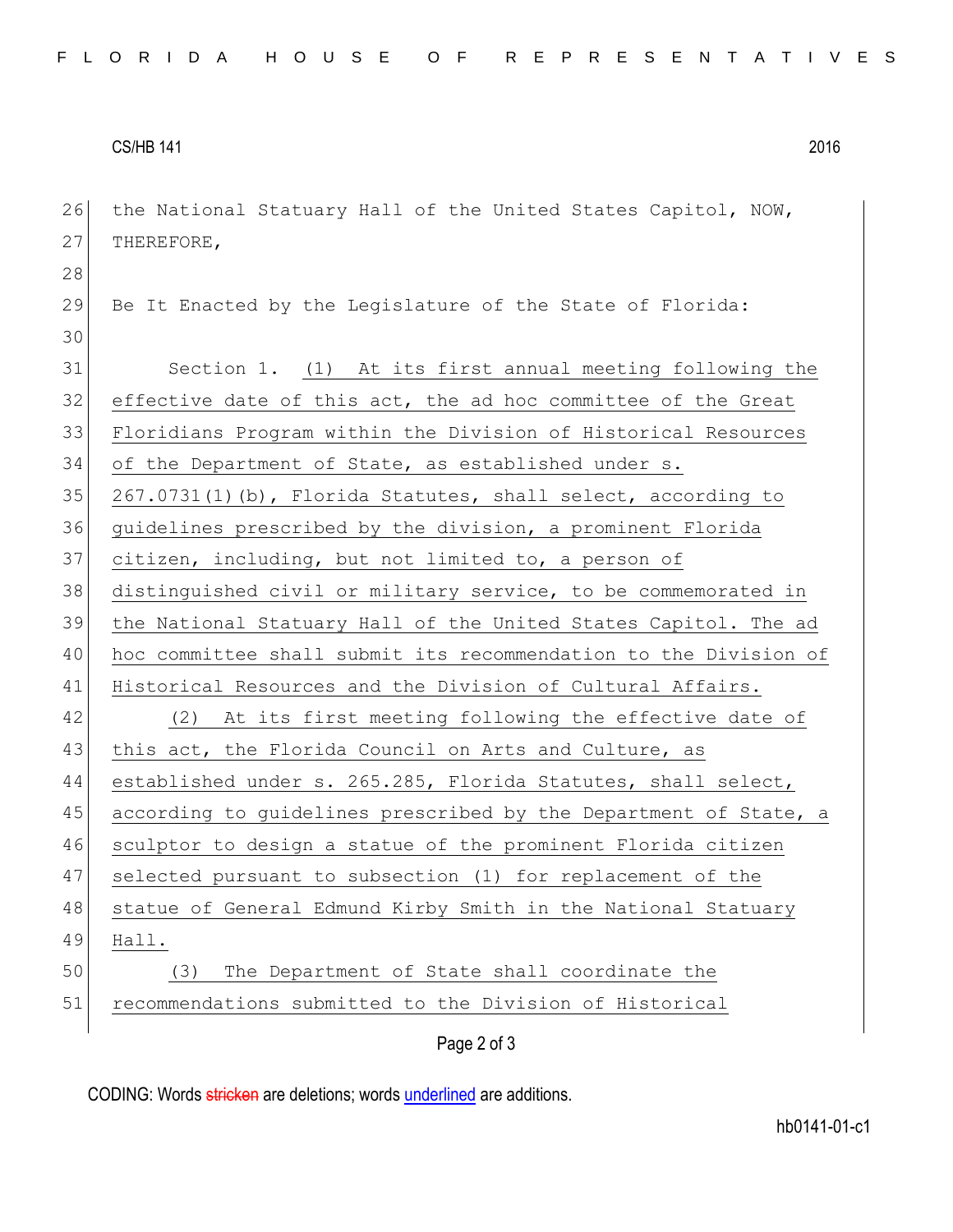the National Statuary Hall of the United States Capitol, NOW, THEREFORE,

Be It Enacted by the Legislature of the State of Florida:

Section 1. (1) At its first annual meeting following the effective date of this act, the ad hoc committee of the Great Floridians Program within the Division of Historical Resources of the Department of State, as established under s. 267.0731(1)(b), Florida Statutes, shall select, according to guidelines prescribed by the division, a prominent Florida citizen, including, but not limited to, a person of distinguished civil or military service, to be commemorated in the National Statuary Hall of the United States Capitol. The ad hoc committee shall submit its recommendation to the Division of Historical Resources and the Division of Cultural Affairs.

(2) At its first meeting following the effective date of this act, the Florida Council on Arts and Culture, as established under s. 265.285, Florida Statutes, shall select, according to guidelines prescribed by the Department of State, a sculptor to design a statue of the prominent Florida citizen selected pursuant to subsection (1) for replacement of the statue of General Edmund Kirby Smith in the National Statuary Hall.

(3) The Department of State shall coordinate the recommendations submitted to the Division of Historical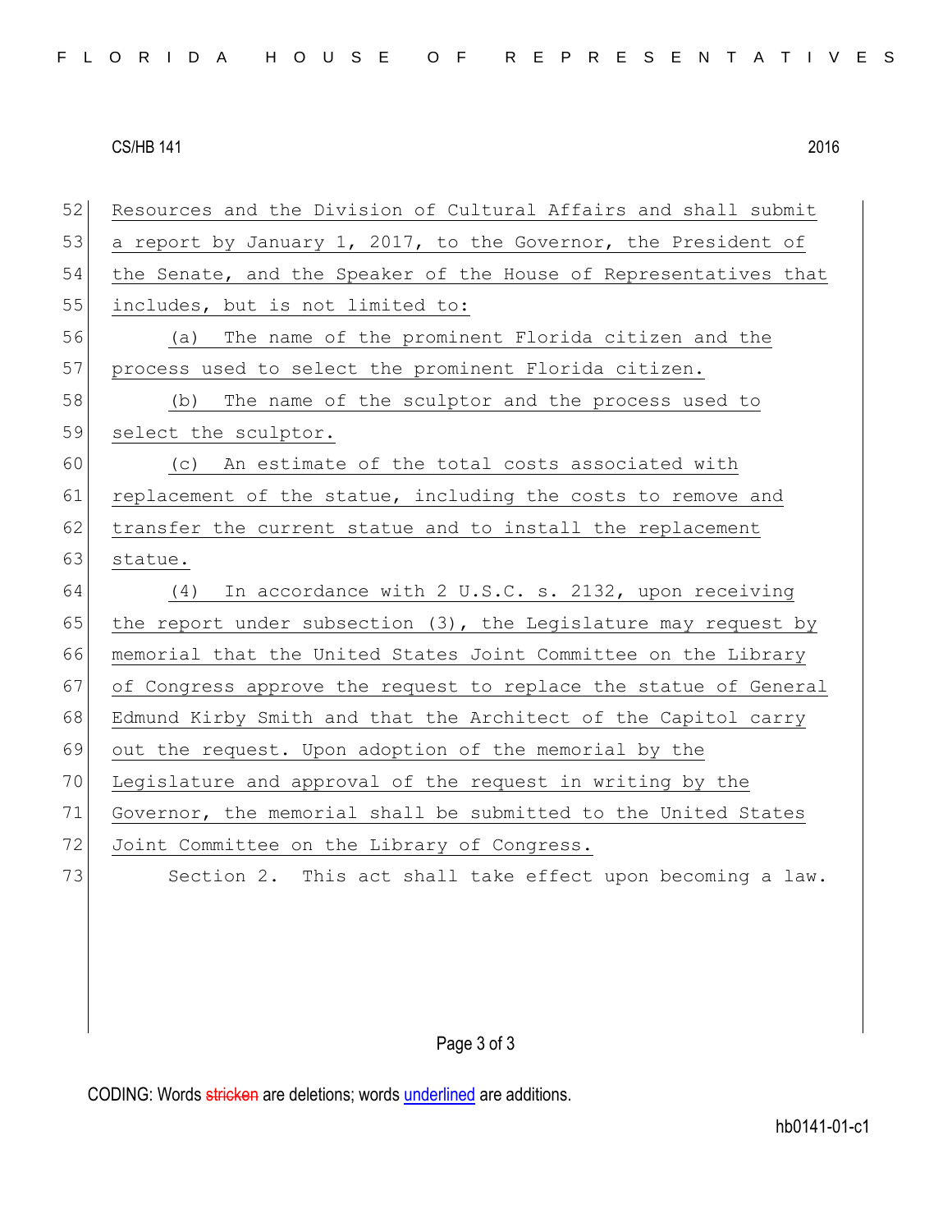52 Resources and the Division of Cultural Affairs and shall submit
53 a report by January 1, 2017, to the Governor, the President of
54 the Senate, and the Speaker of the House of Representatives that
55 includes, but is not limited to:

56 (a) The name of the prominent Florida citizen and the
57 process used to select the prominent Florida citizen.

58 (b) The name of the sculptor and the process used to
59 select the sculptor.

60 (c) An estimate of the total costs associated with
61 replacement of the statue, including the costs to remove and
62 transfer the current statue and to install the replacement
63 statue.

64 (4) In accordance with 2 U.S.C. s. 2132, upon receiving
65 the report under subsection (3), the Legislature may request by
66 memorial that the United States Joint Committee on the Library
67 of Congress approve the request to replace the statue of General
68 Edmund Kirby Smith and that the Architect of the Capitol carry
69 out the request. Upon adoption of the memorial by the
70 Legislature and approval of the request in writing by the
71 Governor, the memorial shall be submitted to the United States
72 Joint Committee on the Library of Congress.

73 Section 2. This act shall take effect upon becoming a law.

CODING: Words stricken are deletions; words underlined are additions.